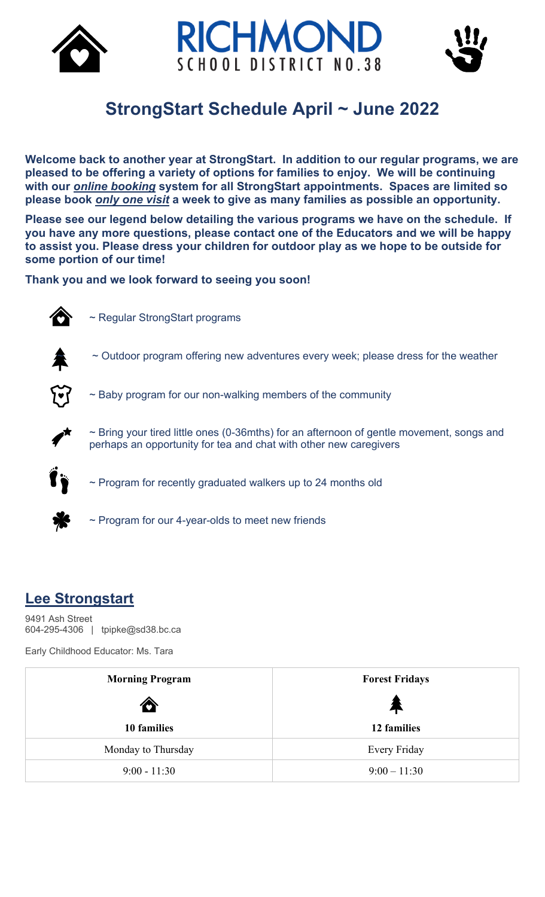RICHMOND
SCHOOL DISTRICT NO.38

# StrongStart Schedule April ~ June 2022

**Welcome back to another year at StrongStart. In addition to our regular programs, we are pleased to be offering a variety of options for families to enjoy. We will be continuing with our *online booking* system for all StrongStart appointments. Spaces are limited so please book *only one visit* a week to give as many families as possible an opportunity.**

**Please see our legend below detailing the various programs we have on the schedule. If you have any more questions, please contact one of the Educators and we will be happy to assist you. Please dress your children for outdoor play as we hope to be outside for some portion of our time!**

**Thank you and we look forward to seeing you soon!**

- ~ Regular StrongStart programs
- ~ Outdoor program offering new adventures every week; please dress for the weather
- ~ Baby program for our non-walking members of the community
- ~ Bring your tired little ones (0-36mths) for an afternoon of gentle movement, songs and perhaps an opportunity for tea and chat with other new caregivers
- ~ Program for recently graduated walkers up to 24 months old
- ~ Program for our 4-year-olds to meet new friends

## Lee Strongstart

9491 Ash Street
604-295-4306 | tpipke@sd38.bc.ca

Early Childhood Educator: Ms. Tara

| Morning Program | Forest Fridays |
|---|---|
| 10 families | 12 families |
| Monday to Thursday | Every Friday |
| 9:00 - 11:30 | 9:00 – 11:30 |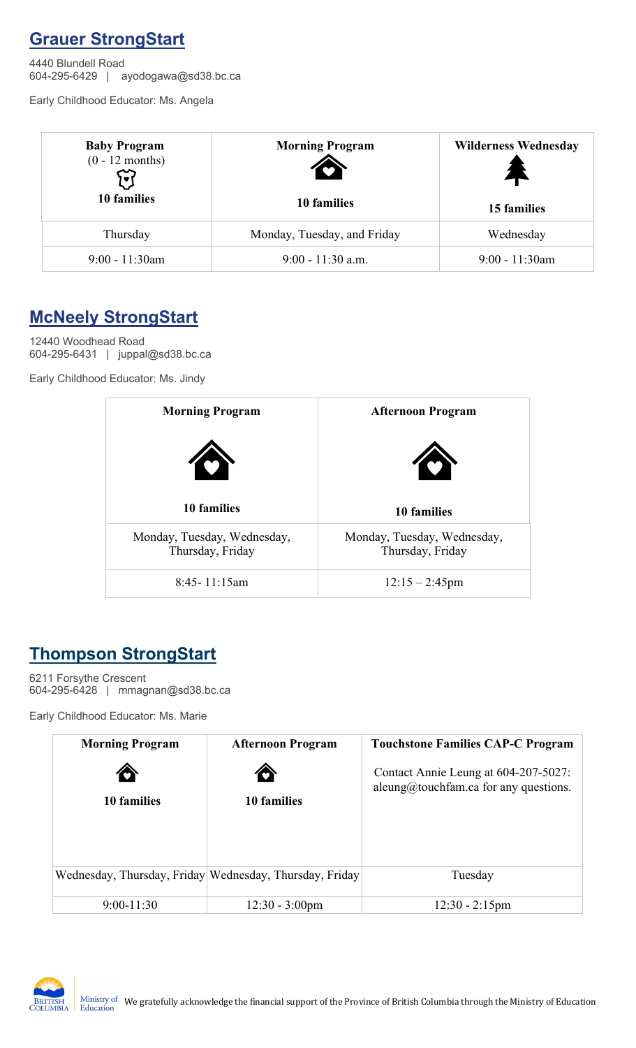## Grauer StrongStart

4440 Blundell Road
604-295-6429 | ayodogawa@sd38.bc.ca

Early Childhood Educator: Ms. Angela

| **Baby Program** (0 - 12 months) **10 families** | **Morning Program** **10 families** | **Wilderness Wednesday** **15 families** |
|---|---|---|
| Thursday | Monday, Tuesday, and Friday | Wednesday |
| 9:00 - 11:30am | 9:00 - 11:30 a.m. | 9:00 - 11:30am |

## McNeely StrongStart

12440 Woodhead Road
604-295-6431 | juppal@sd38.bc.ca

Early Childhood Educator: Ms. Jindy

| **Morning Program** **10 families** | **Afternoon Program** **10 families** |
|---|---|
| Monday, Tuesday, Wednesday, Thursday, Friday | Monday, Tuesday, Wednesday, Thursday, Friday |
| 8:45- 11:15am | 12:15 – 2:45pm |

## Thompson StrongStart

6211 Forsythe Crescent
604-295-6428 | mmagnan@sd38.bc.ca

Early Childhood Educator: Ms. Marie

| **Morning Program** **10 families** | **Afternoon Program** **10 families** | **Touchstone Families CAP-C Program** Contact Annie Leung at 604-207-5027: aleung@touchfam.ca for any questions. |
|---|---|---|
| Wednesday, Thursday, Friday | Wednesday, Thursday, Friday | Tuesday |
| 9:00-11:30 | 12:30 - 3:00pm | 12:30 - 2:15pm |

British Columbia | Ministry of Education — We gratefully acknowledge the financial support of the Province of British Columbia through the Ministry of Education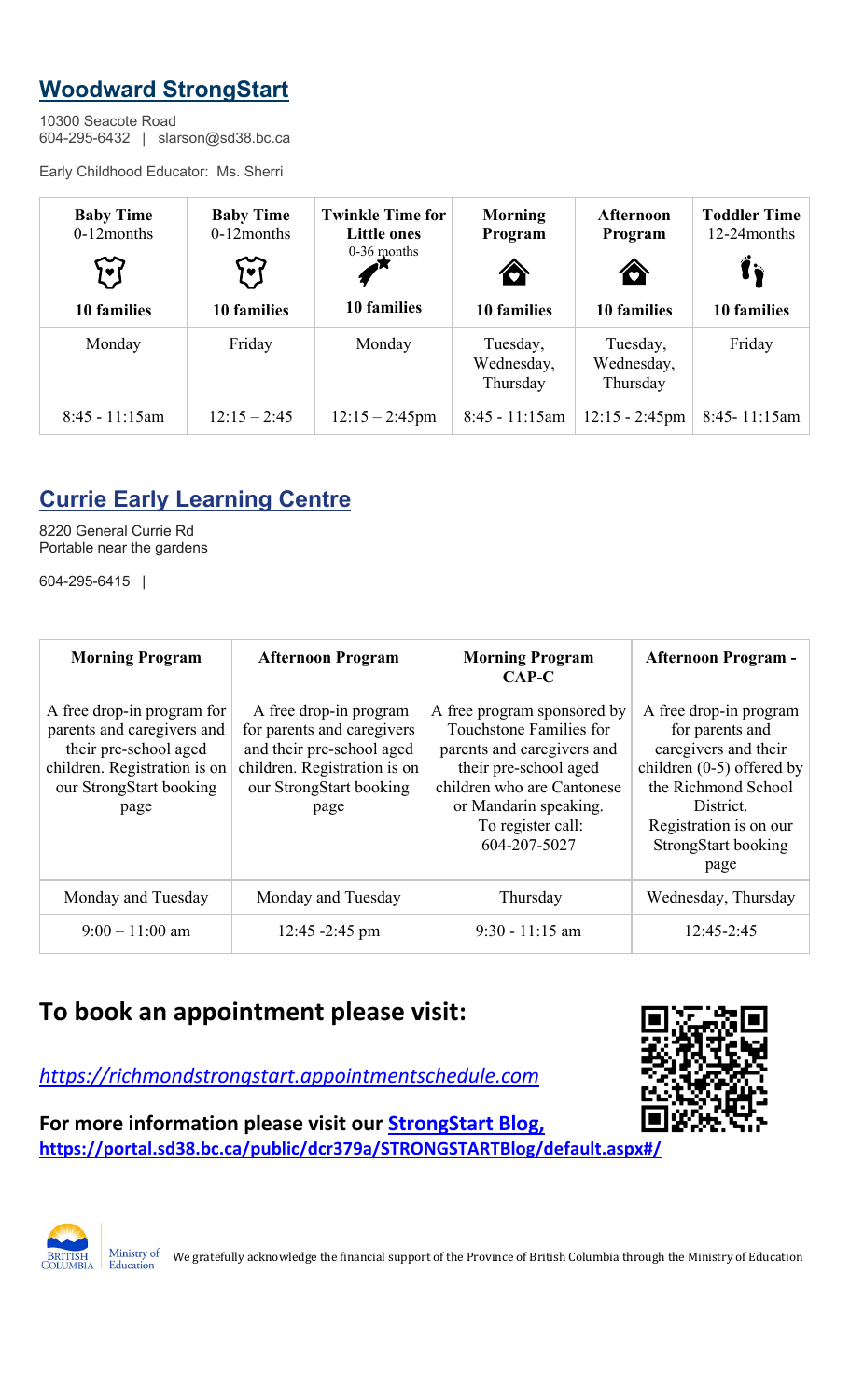## Woodward StrongStart

10300 Seacote Road
604-295-6432 | slarson@sd38.bc.ca

Early Childhood Educator: Ms. Sherri

| **Baby Time** 0-12months **10 families** | **Baby Time** 0-12months **10 families** | **Twinkle Time for Little ones** 0-36 months **10 families** | **Morning Program** **10 families** | **Afternoon Program** **10 families** | **Toddler Time** 12-24months **10 families** |
|---|---|---|---|---|---|
| Monday | Friday | Monday | Tuesday, Wednesday, Thursday | Tuesday, Wednesday, Thursday | Friday |
| 8:45 - 11:15am | 12:15 – 2:45 | 12:15 – 2:45pm | 8:45 - 11:15am | 12:15 - 2:45pm | 8:45- 11:15am |

## Currie Early Learning Centre

8220 General Currie Rd
Portable near the gardens

604-295-6415 |

| **Morning Program** | **Afternoon Program** | **Morning Program CAP-C** | **Afternoon Program -** |
|---|---|---|---|
| A free drop-in program for parents and caregivers and their pre-school aged children. Registration is on our StrongStart booking page | A free drop-in program for parents and caregivers and their pre-school aged children. Registration is on our StrongStart booking page | A free program sponsored by Touchstone Families for parents and caregivers and their pre-school aged children who are Cantonese or Mandarin speaking. To register call: 604-207-5027 | A free drop-in program for parents and caregivers and their children (0-5) offered by the Richmond School District. Registration is on our StrongStart booking page |
| Monday and Tuesday | Monday and Tuesday | Thursday | Wednesday, Thursday |
| 9:00 – 11:00 am | 12:45 -2:45 pm | 9:30 - 11:15 am | 12:45-2:45 |

## To book an appointment please visit:

*https://richmondstrongstart.appointmentschedule.com*

**For more information please visit our StrongStart Blog,**
**https://portal.sd38.bc.ca/public/dcr379a/STRONGSTARTBlog/default.aspx#/**

British Columbia | Ministry of Education — We gratefully acknowledge the financial support of the Province of British Columbia through the Ministry of Education